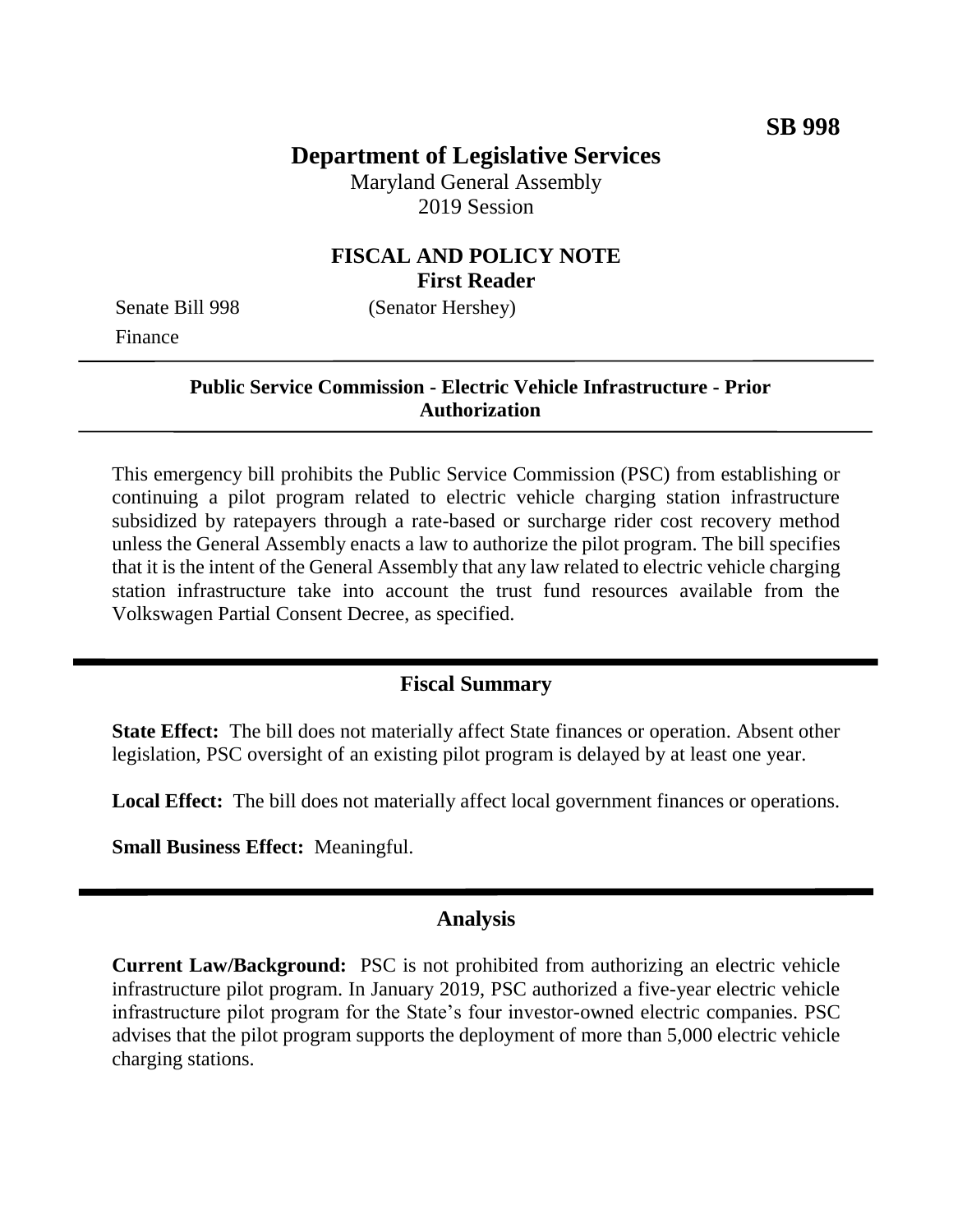**SB 998**

# Department of Legislative Services

Maryland General Assembly
2019 Session

## FISCAL AND POLICY NOTE
**First Reader**

Senate Bill 998 (Senator Hershey)
Finance

---

**Public Service Commission - Electric Vehicle Infrastructure - Prior Authorization**

---

This emergency bill prohibits the Public Service Commission (PSC) from establishing or continuing a pilot program related to electric vehicle charging station infrastructure subsidized by ratepayers through a rate-based or surcharge rider cost recovery method unless the General Assembly enacts a law to authorize the pilot program. The bill specifies that it is the intent of the General Assembly that any law related to electric vehicle charging station infrastructure take into account the trust fund resources available from the Volkswagen Partial Consent Decree, as specified.

---

## Fiscal Summary

**State Effect:** The bill does not materially affect State finances or operation. Absent other legislation, PSC oversight of an existing pilot program is delayed by at least one year.

**Local Effect:** The bill does not materially affect local government finances or operations.

**Small Business Effect:** Meaningful.

---

## Analysis

**Current Law/Background:** PSC is not prohibited from authorizing an electric vehicle infrastructure pilot program. In January 2019, PSC authorized a five-year electric vehicle infrastructure pilot program for the State's four investor-owned electric companies. PSC advises that the pilot program supports the deployment of more than 5,000 electric vehicle charging stations.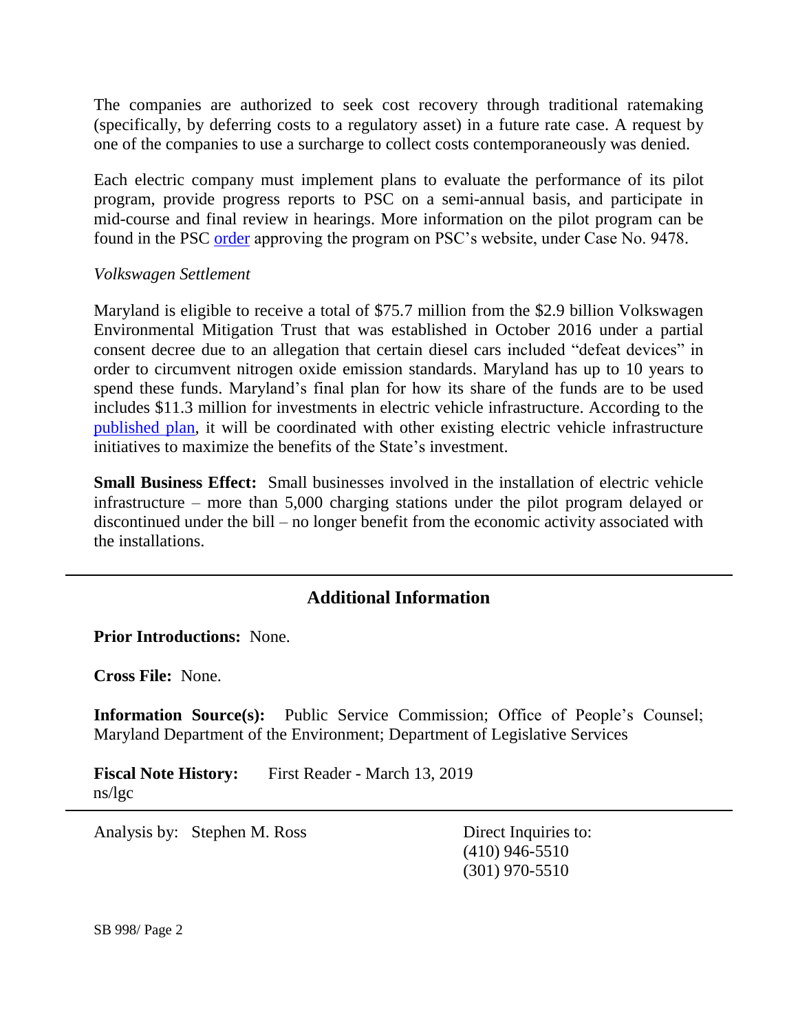The companies are authorized to seek cost recovery through traditional ratemaking (specifically, by deferring costs to a regulatory asset) in a future rate case. A request by one of the companies to use a surcharge to collect costs contemporaneously was denied.

Each electric company must implement plans to evaluate the performance of its pilot program, provide progress reports to PSC on a semi-annual basis, and participate in mid-course and final review in hearings. More information on the pilot program can be found in the PSC order approving the program on PSC's website, under Case No. 9478.

*Volkswagen Settlement*

Maryland is eligible to receive a total of $75.7 million from the $2.9 billion Volkswagen Environmental Mitigation Trust that was established in October 2016 under a partial consent decree due to an allegation that certain diesel cars included "defeat devices" in order to circumvent nitrogen oxide emission standards. Maryland has up to 10 years to spend these funds. Maryland's final plan for how its share of the funds are to be used includes $11.3 million for investments in electric vehicle infrastructure. According to the published plan, it will be coordinated with other existing electric vehicle infrastructure initiatives to maximize the benefits of the State's investment.

**Small Business Effect:** Small businesses involved in the installation of electric vehicle infrastructure – more than 5,000 charging stations under the pilot program delayed or discontinued under the bill – no longer benefit from the economic activity associated with the installations.

## Additional Information

**Prior Introductions:** None.

**Cross File:** None.

**Information Source(s):** Public Service Commission; Office of People's Counsel; Maryland Department of the Environment; Department of Legislative Services

**Fiscal Note History:** First Reader - March 13, 2019
ns/lgc

Analysis by: Stephen M. Ross

Direct Inquiries to:
(410) 946-5510
(301) 970-5510